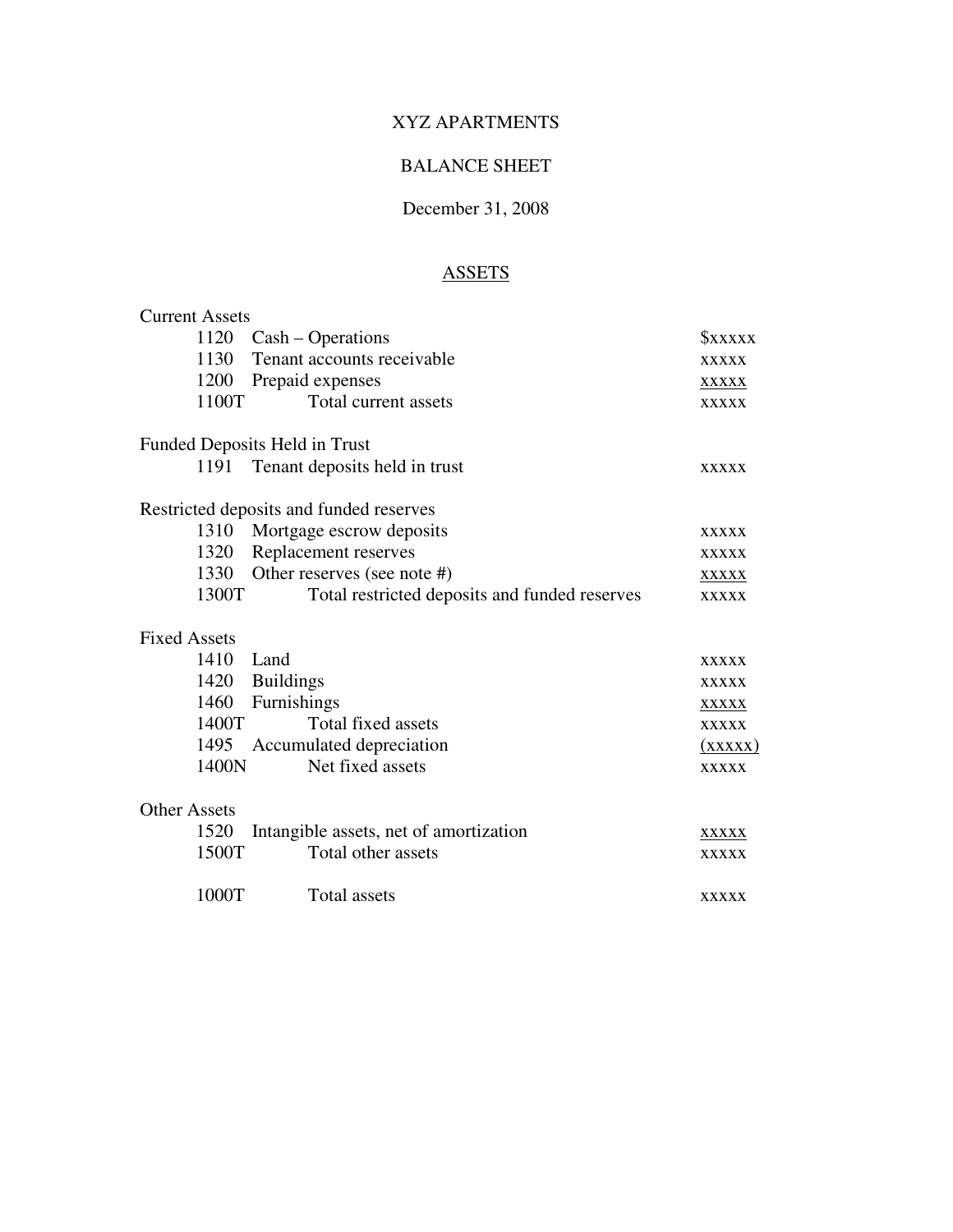# XYZ APARTMENTS

## BALANCE SHEET

December 31, 2008

### ASSETS

| Account | Description | Amount |
|---|---|---|
| **Current Assets** | | |
| 1120 | Cash – Operations | $xxxxx |
| 1130 | Tenant accounts receivable | xxxxx |
| 1200 | Prepaid expenses | xxxxx |
| 1100T | Total current assets | xxxxx |
| **Funded Deposits Held in Trust** | | |
| 1191 | Tenant deposits held in trust | xxxxx |
| **Restricted deposits and funded reserves** | | |
| 1310 | Mortgage escrow deposits | xxxxx |
| 1320 | Replacement reserves | xxxxx |
| 1330 | Other reserves (see note #) | xxxxx |
| 1300T | Total restricted deposits and funded reserves | xxxxx |
| **Fixed Assets** | | |
| 1410 | Land | xxxxx |
| 1420 | Buildings | xxxxx |
| 1460 | Furnishings | xxxxx |
| 1400T | Total fixed assets | xxxxx |
| 1495 | Accumulated depreciation | (xxxxx) |
| 1400N | Net fixed assets | xxxxx |
| **Other Assets** | | |
| 1520 | Intangible assets, net of amortization | xxxxx |
| 1500T | Total other assets | xxxxx |
| 1000T | Total assets | xxxxx |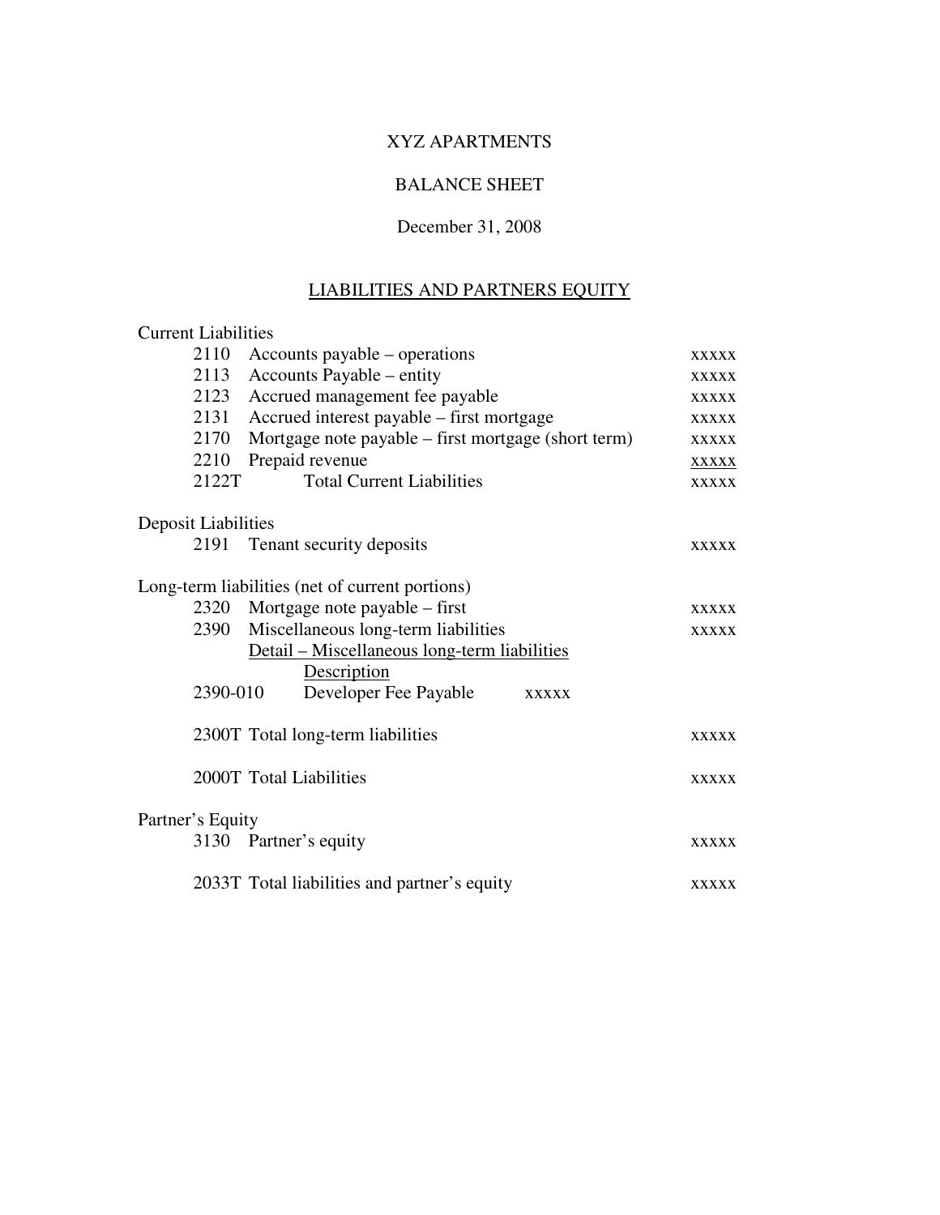XYZ APARTMENTS

BALANCE SHEET

December 31, 2008

## LIABILITIES AND PARTNERS EQUITY

| | | | |
|---|---|---|---|
| **Current Liabilities** | | | |
| 2110 | Accounts payable – operations | | xxxxx |
| 2113 | Accounts Payable – entity | | xxxxx |
| 2123 | Accrued management fee payable | | xxxxx |
| 2131 | Accrued interest payable – first mortgage | | xxxxx |
| 2170 | Mortgage note payable – first mortgage (short term) | | xxxxx |
| 2210 | Prepaid revenue | | xxxxx |
| 2122T | Total Current Liabilities | | xxxxx |
| **Deposit Liabilities** | | | |
| 2191 | Tenant security deposits | | xxxxx |
| **Long-term liabilities (net of current portions)** | | | |
| 2320 | Mortgage note payable – first | | xxxxx |
| 2390 | Miscellaneous long-term liabilities | | xxxxx |
| | Detail – Miscellaneous long-term liabilities | | |
| | Description | | |
| 2390-010 | Developer Fee Payable | xxxxx | |
| 2300T | Total long-term liabilities | | xxxxx |
| 2000T | Total Liabilities | | xxxxx |
| **Partner's Equity** | | | |
| 3130 | Partner's equity | | xxxxx |
| 2033T | Total liabilities and partner's equity | | xxxxx |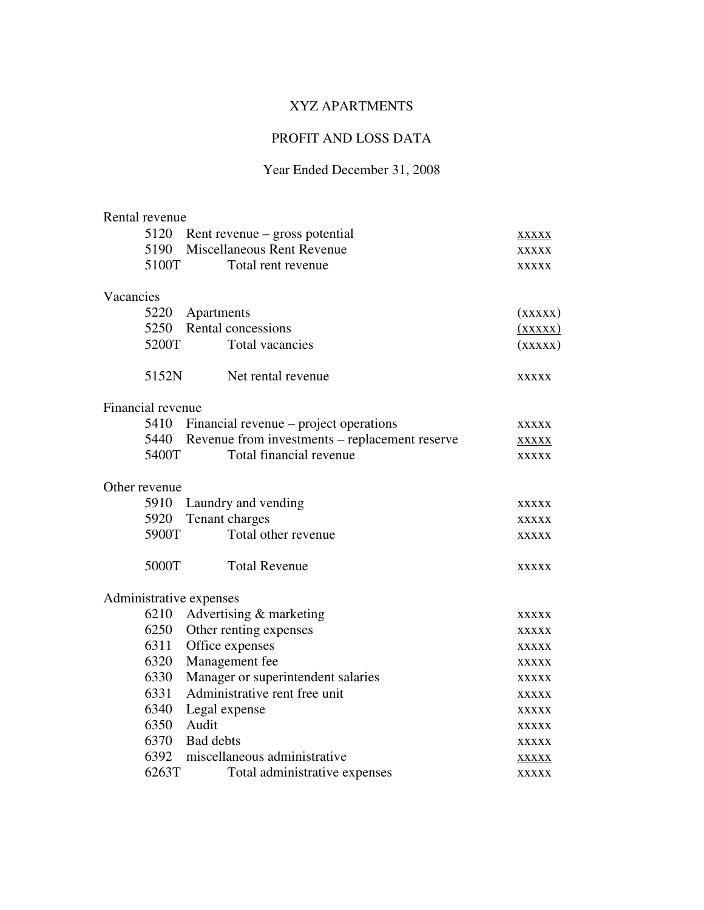XYZ APARTMENTS

PROFIT AND LOSS DATA

Year Ended December 31, 2008

| Account | Description | Amount |
|---|---|---|
| **Rental revenue** | | |
| 5120 | Rent revenue – gross potential | xxxxx |
| 5190 | Miscellaneous Rent Revenue | xxxxx |
| 5100T | Total rent revenue | xxxxx |
| **Vacancies** | | |
| 5220 | Apartments | (xxxxx) |
| 5250 | Rental concessions | (xxxxx) |
| 5200T | Total vacancies | (xxxxx) |
| 5152N | Net rental revenue | xxxxx |
| **Financial revenue** | | |
| 5410 | Financial revenue – project operations | xxxxx |
| 5440 | Revenue from investments – replacement reserve | xxxxx |
| 5400T | Total financial revenue | xxxxx |
| **Other revenue** | | |
| 5910 | Laundry and vending | xxxxx |
| 5920 | Tenant charges | xxxxx |
| 5900T | Total other revenue | xxxxx |
| 5000T | Total Revenue | xxxxx |
| **Administrative expenses** | | |
| 6210 | Advertising & marketing | xxxxx |
| 6250 | Other renting expenses | xxxxx |
| 6311 | Office expenses | xxxxx |
| 6320 | Management fee | xxxxx |
| 6330 | Manager or superintendent salaries | xxxxx |
| 6331 | Administrative rent free unit | xxxxx |
| 6340 | Legal expense | xxxxx |
| 6350 | Audit | xxxxx |
| 6370 | Bad debts | xxxxx |
| 6392 | miscellaneous administrative | xxxxx |
| 6263T | Total administrative expenses | xxxxx |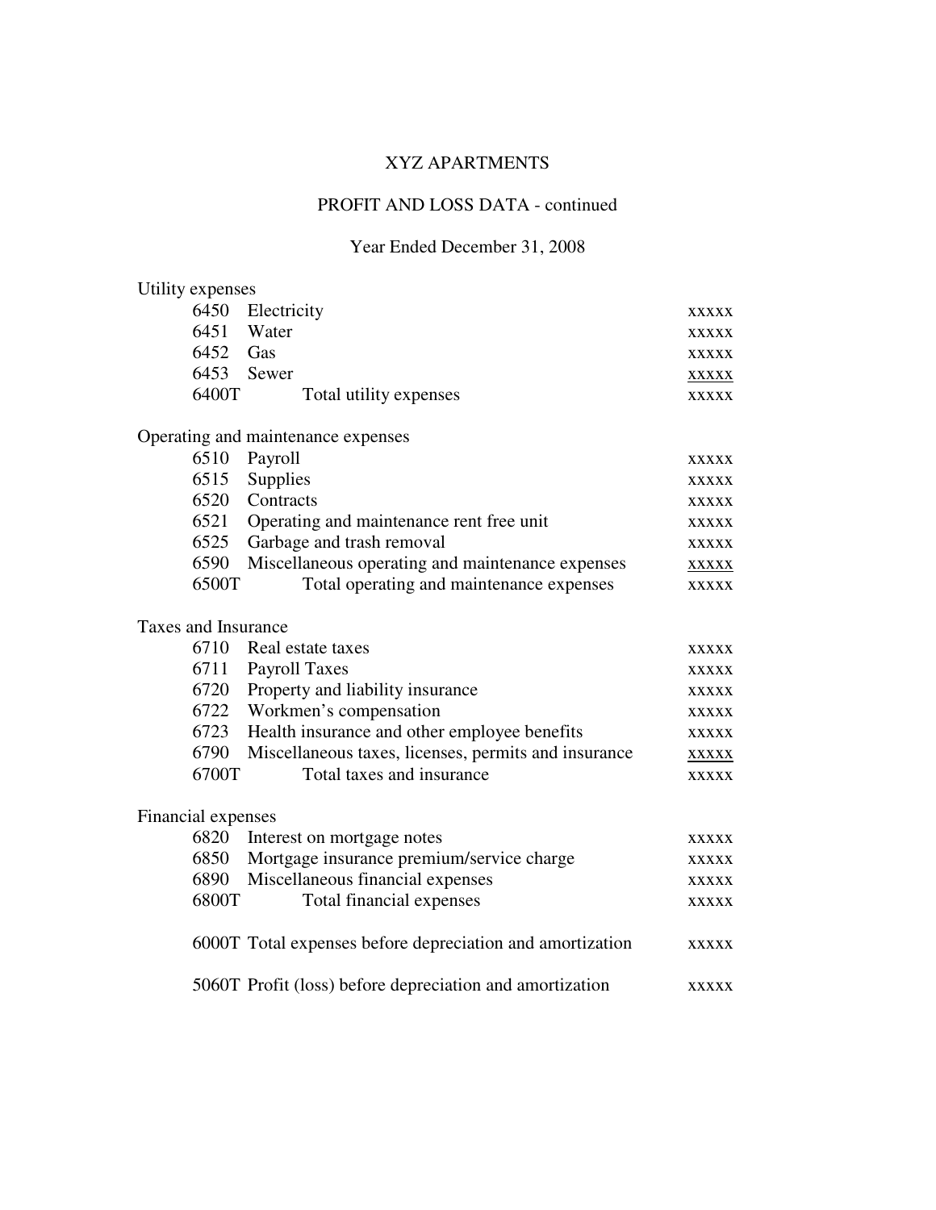# XYZ APARTMENTS

## PROFIT AND LOSS DATA - continued

### Year Ended December 31, 2008

| | | |
|---|---|---|
| **Utility expenses** | | |
| 6450 | Electricity | xxxxx |
| 6451 | Water | xxxxx |
| 6452 | Gas | xxxxx |
| 6453 | Sewer | xxxxx |
| 6400T | Total utility expenses | xxxxx |
| **Operating and maintenance expenses** | | |
| 6510 | Payroll | xxxxx |
| 6515 | Supplies | xxxxx |
| 6520 | Contracts | xxxxx |
| 6521 | Operating and maintenance rent free unit | xxxxx |
| 6525 | Garbage and trash removal | xxxxx |
| 6590 | Miscellaneous operating and maintenance expenses | xxxxx |
| 6500T | Total operating and maintenance expenses | xxxxx |
| **Taxes and Insurance** | | |
| 6710 | Real estate taxes | xxxxx |
| 6711 | Payroll Taxes | xxxxx |
| 6720 | Property and liability insurance | xxxxx |
| 6722 | Workmen's compensation | xxxxx |
| 6723 | Health insurance and other employee benefits | xxxxx |
| 6790 | Miscellaneous taxes, licenses, permits and insurance | xxxxx |
| 6700T | Total taxes and insurance | xxxxx |
| **Financial expenses** | | |
| 6820 | Interest on mortgage notes | xxxxx |
| 6850 | Mortgage insurance premium/service charge | xxxxx |
| 6890 | Miscellaneous financial expenses | xxxxx |
| 6800T | Total financial expenses | xxxxx |
| 6000T | Total expenses before depreciation and amortization | xxxxx |
| 5060T | Profit (loss) before depreciation and amortization | xxxxx |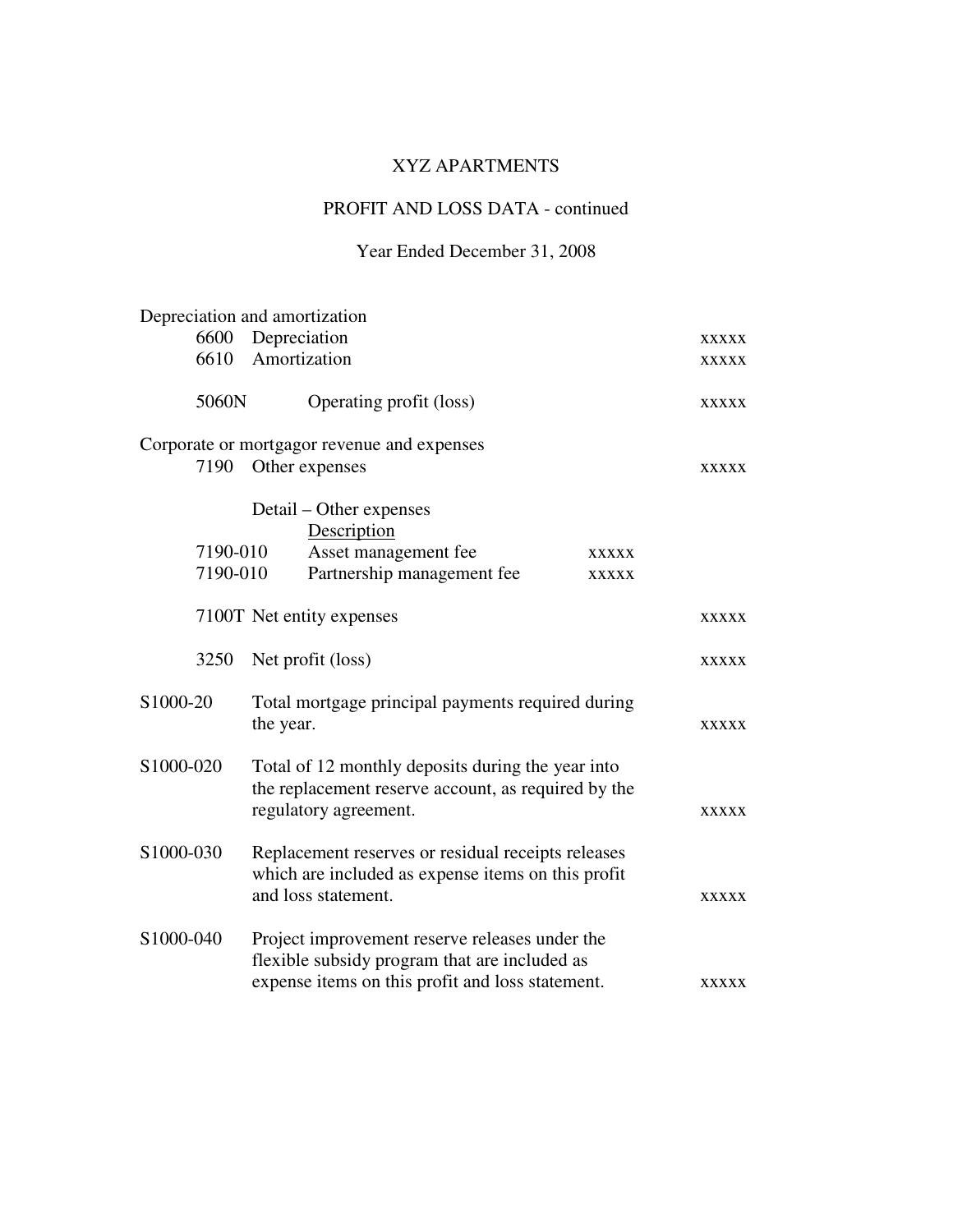# XYZ APARTMENTS

## PROFIT AND LOSS DATA - continued

### Year Ended December 31, 2008

| | | | |
|---|---|---|---|
| **Depreciation and amortization** | | | |
| 6600 | Depreciation | | xxxxx |
| 6610 | Amortization | | xxxxx |
| 5060N | Operating profit (loss) | | xxxxx |
| **Corporate or mortgagor revenue and expenses** | | | |
| 7190 | Other expenses | | xxxxx |
| | Detail – Other expenses | | |
| | Description | | |
| 7190-010 | Asset management fee | xxxxx | |
| 7190-010 | Partnership management fee | xxxxx | |
| 7100T | Net entity expenses | | xxxxx |
| 3250 | Net profit (loss) | | xxxxx |
| S1000-20 | Total mortgage principal payments required during the year. | | xxxxx |
| S1000-020 | Total of 12 monthly deposits during the year into the replacement reserve account, as required by the regulatory agreement. | | xxxxx |
| S1000-030 | Replacement reserves or residual receipts releases which are included as expense items on this profit and loss statement. | | xxxxx |
| S1000-040 | Project improvement reserve releases under the flexible subsidy program that are included as expense items on this profit and loss statement. | | xxxxx |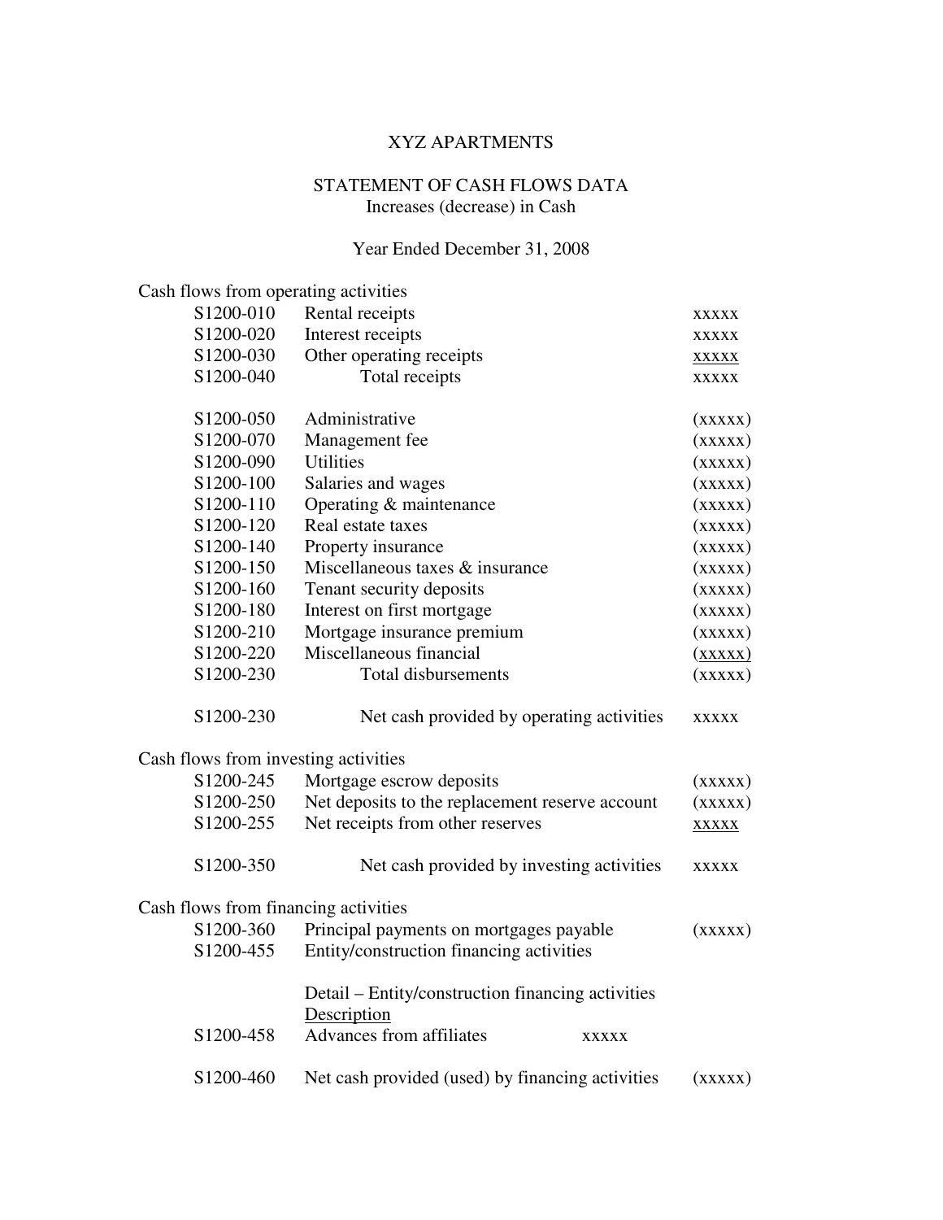# XYZ APARTMENTS

## STATEMENT OF CASH FLOWS DATA

Increases (decrease) in Cash

Year Ended December 31, 2008

| Code | Description | | Amount |
|---|---|---|---|
| **Cash flows from operating activities** | | | |
| S1200-010 | Rental receipts | | xxxxx |
| S1200-020 | Interest receipts | | xxxxx |
| S1200-030 | Other operating receipts | | xxxxx |
| S1200-040 | Total receipts | | xxxxx |
| | | | |
| S1200-050 | Administrative | | (xxxxx) |
| S1200-070 | Management fee | | (xxxxx) |
| S1200-090 | Utilities | | (xxxxx) |
| S1200-100 | Salaries and wages | | (xxxxx) |
| S1200-110 | Operating & maintenance | | (xxxxx) |
| S1200-120 | Real estate taxes | | (xxxxx) |
| S1200-140 | Property insurance | | (xxxxx) |
| S1200-150 | Miscellaneous taxes & insurance | | (xxxxx) |
| S1200-160 | Tenant security deposits | | (xxxxx) |
| S1200-180 | Interest on first mortgage | | (xxxxx) |
| S1200-210 | Mortgage insurance premium | | (xxxxx) |
| S1200-220 | Miscellaneous financial | | (xxxxx) |
| S1200-230 | Total disbursements | | (xxxxx) |
| | | | |
| S1200-230 | Net cash provided by operating activities | | xxxxx |
| **Cash flows from investing activities** | | | |
| S1200-245 | Mortgage escrow deposits | | (xxxxx) |
| S1200-250 | Net deposits to the replacement reserve account | | (xxxxx) |
| S1200-255 | Net receipts from other reserves | | xxxxx |
| | | | |
| S1200-350 | Net cash provided by investing activities | | xxxxx |
| **Cash flows from financing activities** | | | |
| S1200-360 | Principal payments on mortgages payable | | (xxxxx) |
| S1200-455 | Entity/construction financing activities | | |
| | | | |
| | Detail – Entity/construction financing activities | | |
| | Description | | |
| S1200-458 | Advances from affiliates | xxxxx | |
| | | | |
| S1200-460 | Net cash provided (used) by financing activities | | (xxxxx) |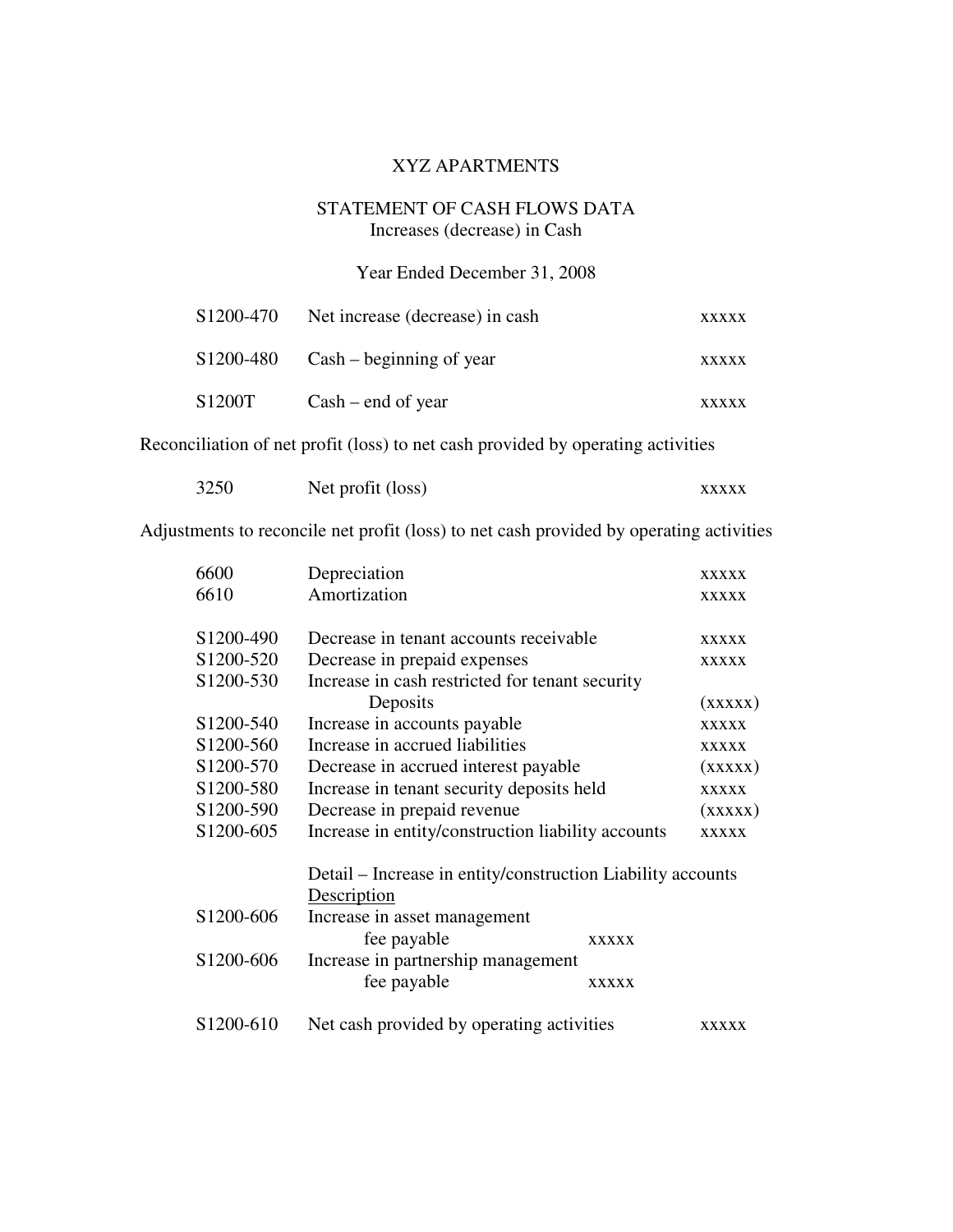# XYZ APARTMENTS

## STATEMENT OF CASH FLOWS DATA

Increases (decrease) in Cash

Year Ended December 31, 2008

| | | |
|---|---|---|
| S1200-470 | Net increase (decrease) in cash | xxxxx |
| S1200-480 | Cash – beginning of year | xxxxx |
| S1200T | Cash – end of year | xxxxx |

Reconciliation of net profit (loss) to net cash provided by operating activities

| | | |
|---|---|---|
| 3250 | Net profit (loss) | xxxxx |

Adjustments to reconcile net profit (loss) to net cash provided by operating activities

| | | | |
|---|---|---|---|
| 6600 | Depreciation | | xxxxx |
| 6610 | Amortization | | xxxxx |
| S1200-490 | Decrease in tenant accounts receivable | | xxxxx |
| S1200-520 | Decrease in prepaid expenses | | xxxxx |
| S1200-530 | Increase in cash restricted for tenant security Deposits | | (xxxxx) |
| S1200-540 | Increase in accounts payable | | xxxxx |
| S1200-560 | Increase in accrued liabilities | | xxxxx |
| S1200-570 | Decrease in accrued interest payable | | (xxxxx) |
| S1200-580 | Increase in tenant security deposits held | | xxxxx |
| S1200-590 | Decrease in prepaid revenue | | (xxxxx) |
| S1200-605 | Increase in entity/construction liability accounts | | xxxxx |
| | Detail – Increase in entity/construction Liability accounts | | |
| | Description | | |
| S1200-606 | Increase in asset management fee payable | xxxxx | |
| S1200-606 | Increase in partnership management fee payable | xxxxx | |
| S1200-610 | Net cash provided by operating activities | | xxxxx |